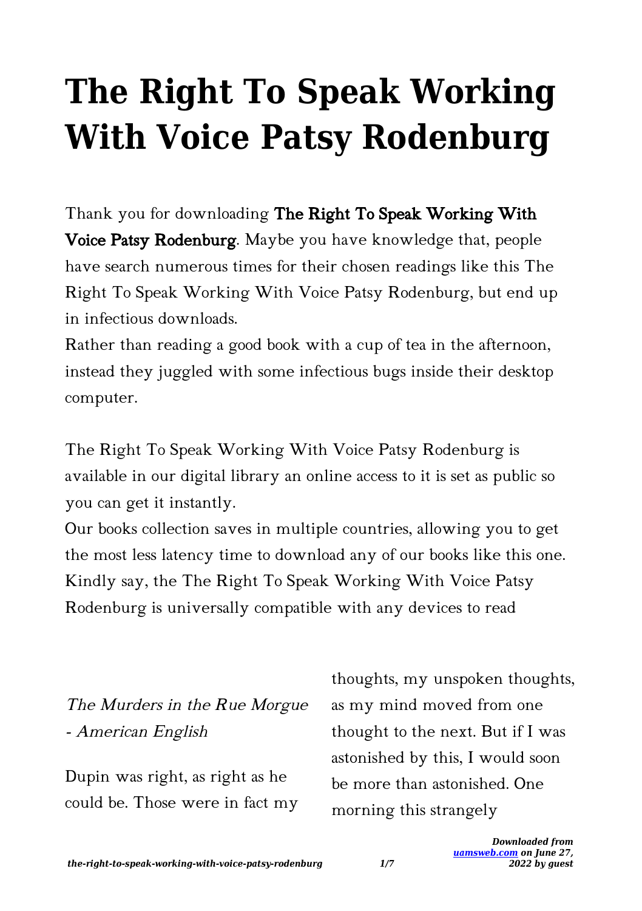# The Right To Speak Working With Voice Patsy Rodenburg

Thank you for downloading **The Right To Speak Working With Voice Patsy Rodenburg**. Maybe you have knowledge that, people have search numerous times for their chosen readings like this The Right To Speak Working With Voice Patsy Rodenburg, but end up in infectious downloads.

Rather than reading a good book with a cup of tea in the afternoon, instead they juggled with some infectious bugs inside their desktop computer.

The Right To Speak Working With Voice Patsy Rodenburg is available in our digital library an online access to it is set as public so you can get it instantly.

Our books collection saves in multiple countries, allowing you to get the most less latency time to download any of our books like this one.

Kindly say, the The Right To Speak Working With Voice Patsy Rodenburg is universally compatible with any devices to read

*The Murders in the Rue Morgue - American English*

Dupin was right, as right as he could be. Those were in fact my thoughts, my unspoken thoughts, as my mind moved from one thought to the next. But if I was astonished by this, I would soon be more than astonished. One morning this strangely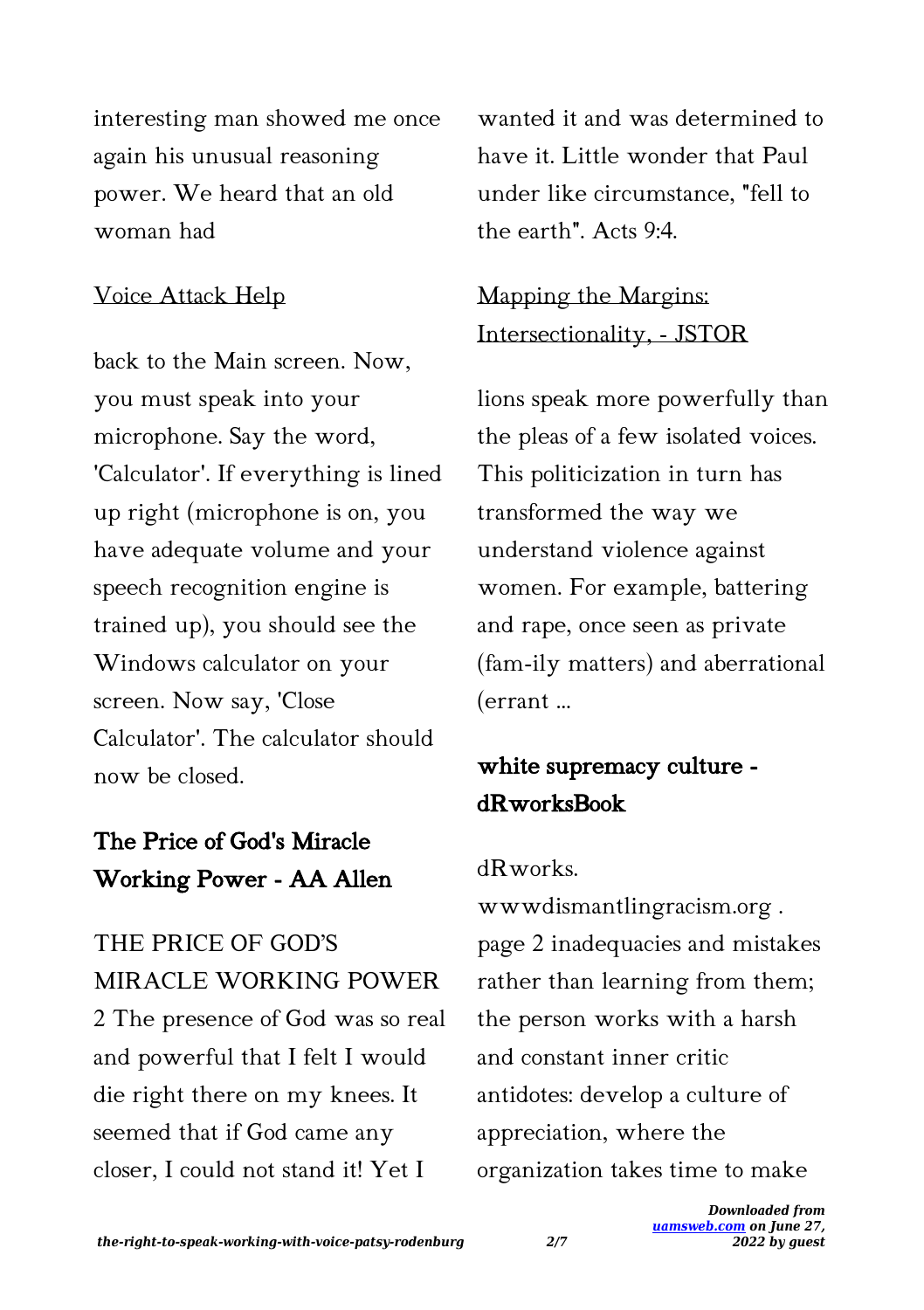interesting man showed me once again his unusual reasoning power. We heard that an old woman had

[Voice Attack Help](#)

back to the Main screen. Now, you must speak into your microphone. Say the word, 'Calculator'. If everything is lined up right (microphone is on, you have adequate volume and your speech recognition engine is trained up), you should see the Windows calculator on your screen. Now say, 'Close Calculator'. The calculator should now be closed.

## The Price of God's Miracle Working Power - AA Allen

THE PRICE OF GOD'S MIRACLE WORKING POWER 2 The presence of God was so real and powerful that I felt I would die right there on my knees. It seemed that if God came any closer, I could not stand it! Yet I wanted it and was determined to have it. Little wonder that Paul under like circumstance, "fell to the earth". Acts 9:4.

[Mapping the Margins: Intersectionality, - JSTOR](#)

lions speak more powerfully than the pleas of a few isolated voices. This politicization in turn has transformed the way we understand violence against women. For example, battering and rape, once seen as private (fam-ily matters) and aberrational (errant ...

## white supremacy culture - dRworksBook

dRworks. wwwdismantlingracism.org . page 2 inadequacies and mistakes rather than learning from them; the person works with a harsh and constant inner critic antidotes: develop a culture of appreciation, where the organization takes time to make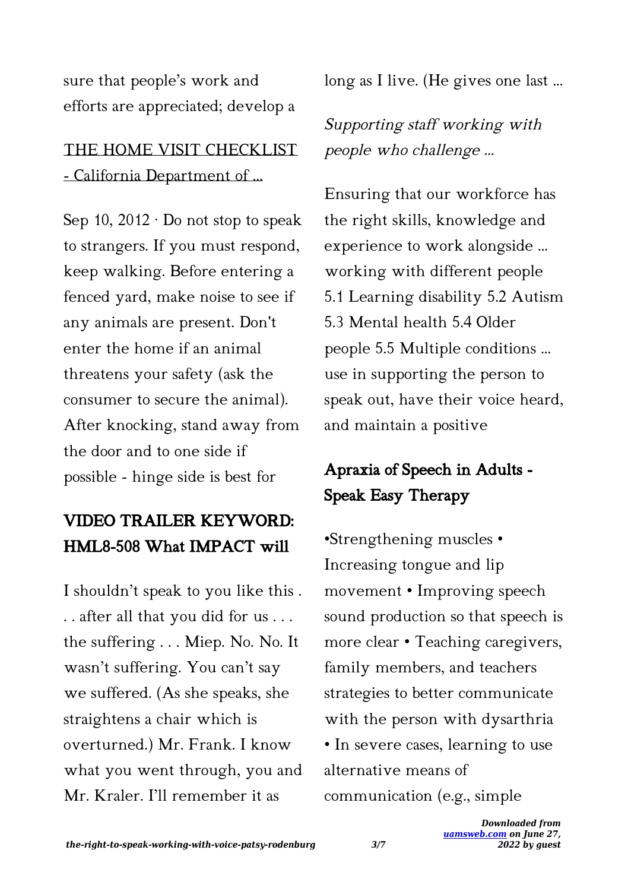sure that people's work and efforts are appreciated; develop a

## THE HOME VISIT CHECKLIST - California Department of ...

Sep 10, 2012 · Do not stop to speak to strangers. If you must respond, keep walking. Before entering a fenced yard, make noise to see if any animals are present. Don't enter the home if an animal threatens your safety (ask the consumer to secure the animal). After knocking, stand away from the door and to one side if possible - hinge side is best for

## VIDEO TRAILER KEYWORD: HML8-508 What IMPACT will

I shouldn't speak to you like this . . . after all that you did for us . . . the suffering . . . Miep. No. No. It wasn't suffering. You can't say we suffered. (As she speaks, she straightens a chair which is overturned.) Mr. Frank. I know what you went through, you and Mr. Kraler. I'll remember it as long as I live. (He gives one last ...

## *Supporting staff working with people who challenge ...*

Ensuring that our workforce has the right skills, knowledge and experience to work alongside ... working with different people 5.1 Learning disability 5.2 Autism 5.3 Mental health 5.4 Older people 5.5 Multiple conditions ... use in supporting the person to speak out, have their voice heard, and maintain a positive

## Apraxia of Speech in Adults - Speak Easy Therapy

•Strengthening muscles • Increasing tongue and lip movement • Improving speech sound production so that speech is more clear • Teaching caregivers, family members, and teachers strategies to better communicate with the person with dysarthria • In severe cases, learning to use alternative means of communication (e.g., simple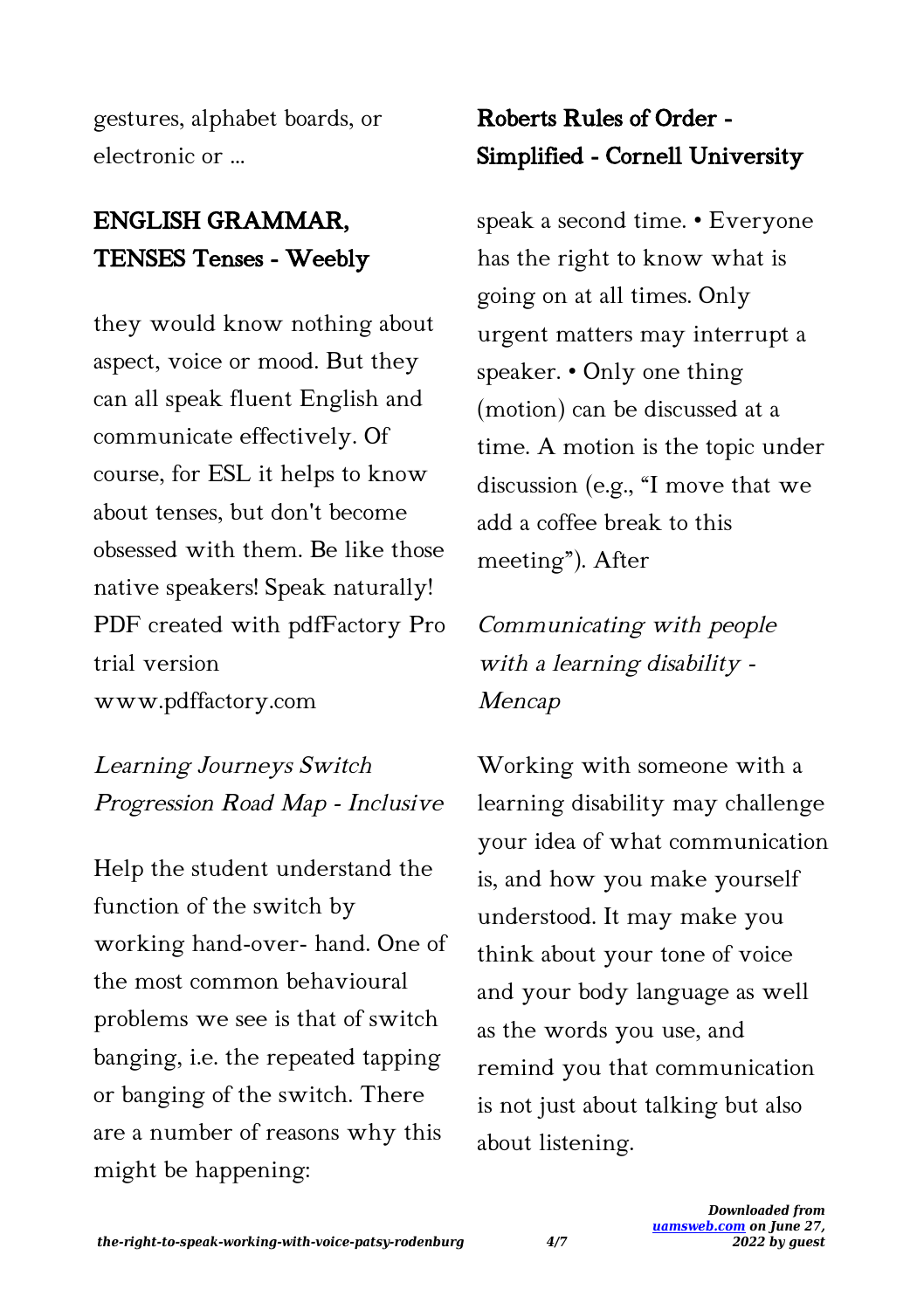gestures, alphabet boards, or electronic or ...

## ENGLISH GRAMMAR, TENSES Tenses - Weebly

they would know nothing about aspect, voice or mood. But they can all speak fluent English and communicate effectively. Of course, for ESL it helps to know about tenses, but don't become obsessed with them. Be like those native speakers! Speak naturally! PDF created with pdfFactory Pro trial version www.pdffactory.com

### *Learning Journeys Switch Progression Road Map - Inclusive*

Help the student understand the function of the switch by working hand-over- hand. One of the most common behavioural problems we see is that of switch banging, i.e. the repeated tapping or banging of the switch. There are a number of reasons why this might be happening:

## Roberts Rules of Order - Simplified - Cornell University

speak a second time. • Everyone has the right to know what is going on at all times. Only urgent matters may interrupt a speaker. • Only one thing (motion) can be discussed at a time. A motion is the topic under discussion (e.g., "I move that we add a coffee break to this meeting"). After

### *Communicating with people with a learning disability - Mencap*

Working with someone with a learning disability may challenge your idea of what communication is, and how you make yourself understood. It may make you think about your tone of voice and your body language as well as the words you use, and remind you that communication is not just about talking but also about listening.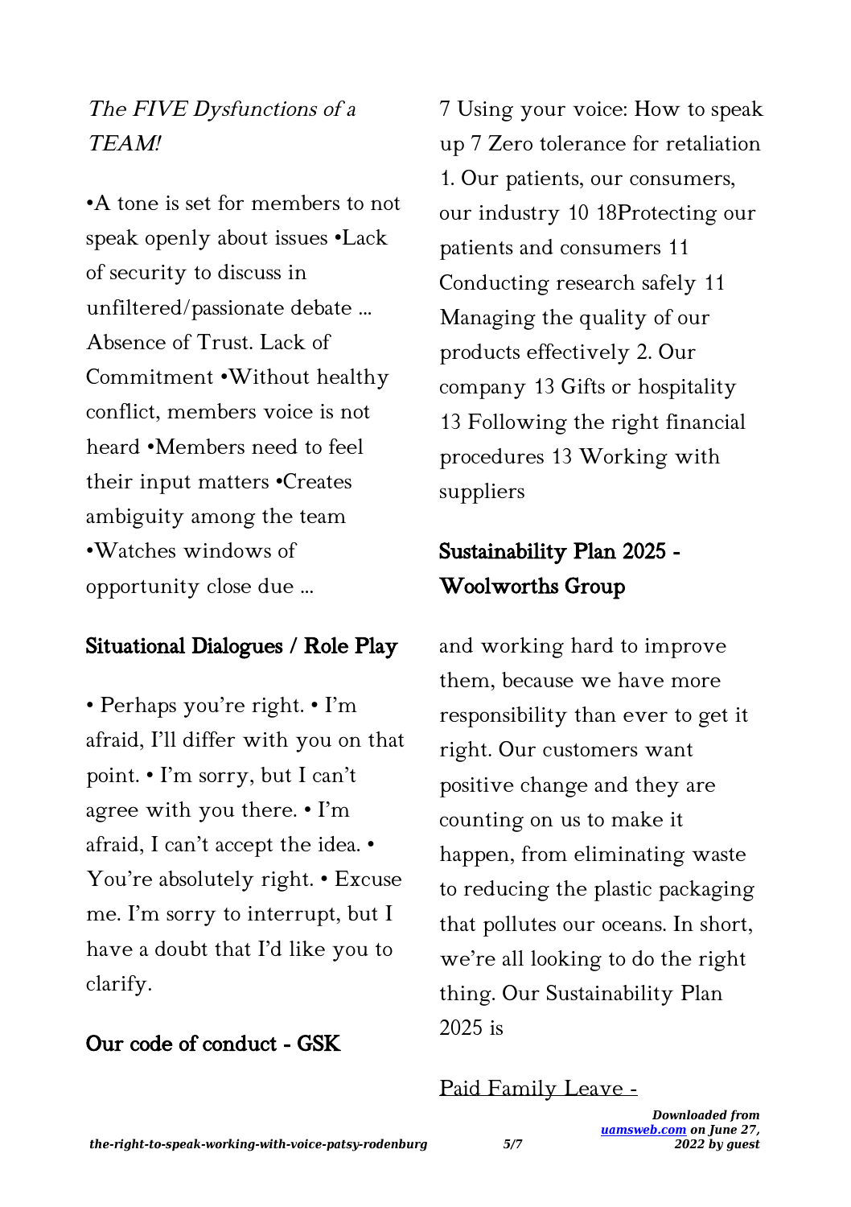*The FIVE Dysfunctions of a TEAM!*

•A tone is set for members to not speak openly about issues •Lack of security to discuss in unfiltered/passionate debate ... Absence of Trust. Lack of Commitment •Without healthy conflict, members voice is not heard •Members need to feel their input matters •Creates ambiguity among the team •Watches windows of opportunity close due ...

## Situational Dialogues / Role Play

• Perhaps you're right. • I'm afraid, I'll differ with you on that point. • I'm sorry, but I can't agree with you there. • I'm afraid, I can't accept the idea. • You're absolutely right. • Excuse me. I'm sorry to interrupt, but I have a doubt that I'd like you to clarify.

## Our code of conduct - GSK

7 Using your voice: How to speak up 7 Zero tolerance for retaliation 1. Our patients, our consumers, our industry 10 18Protecting our patients and consumers 11 Conducting research safely 11 Managing the quality of our products effectively 2. Our company 13 Gifts or hospitality 13 Following the right financial procedures 13 Working with suppliers

## Sustainability Plan 2025 - Woolworths Group

and working hard to improve them, because we have more responsibility than ever to get it right. Our customers want positive change and they are counting on us to make it happen, from eliminating waste to reducing the plastic packaging that pollutes our oceans. In short, we're all looking to do the right thing. Our Sustainability Plan 2025 is

## Paid Family Leave -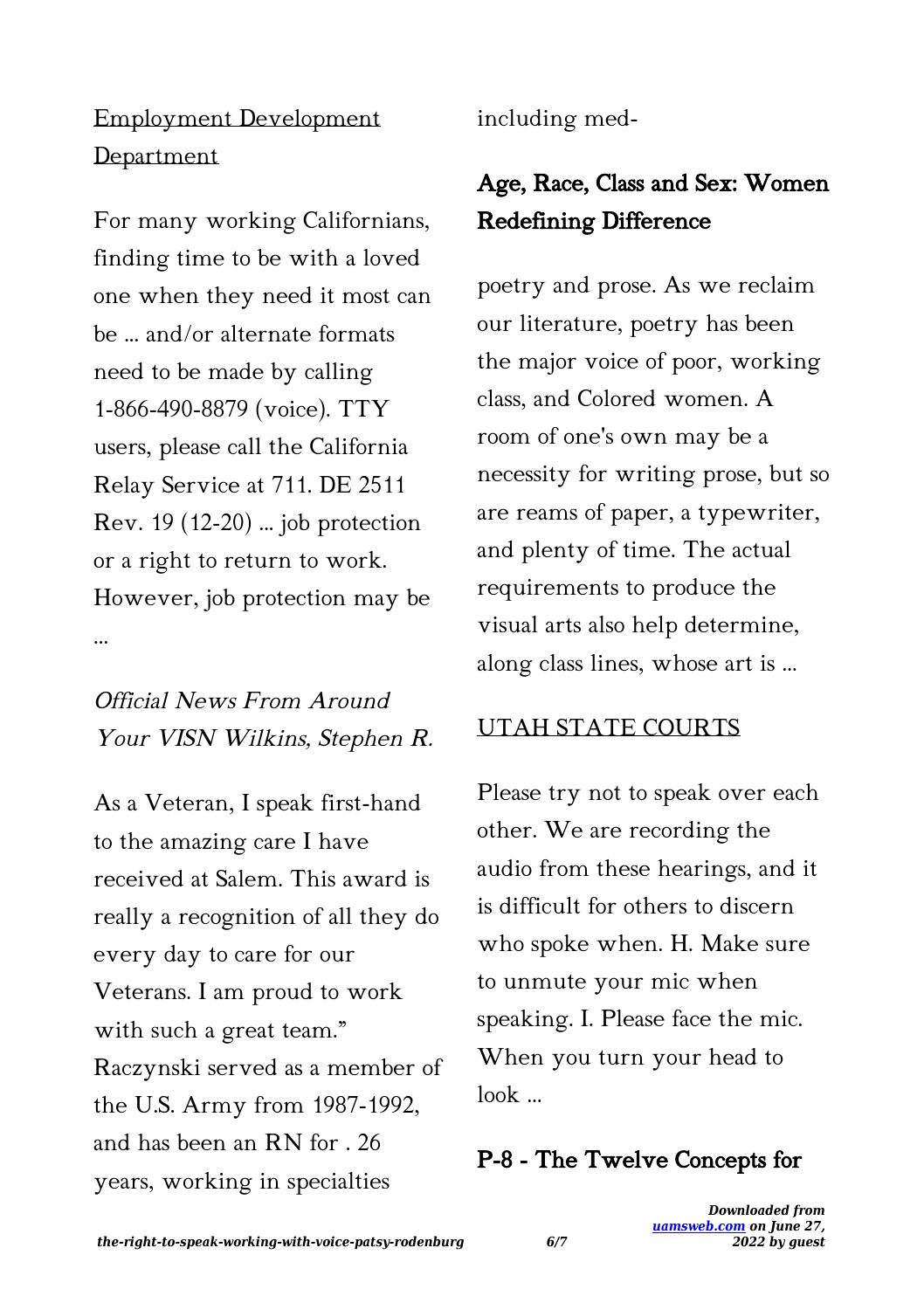[Employment Development Department](#)

For many working Californians, finding time to be with a loved one when they need it most can be … and/or alternate formats need to be made by calling 1-866-490-8879 (voice). TTY users, please call the California Relay Service at 711. DE 2511 Rev. 19 (12-20) … job protection or a right to return to work. However, job protection may be …

*Official News From Around Your VISN Wilkins, Stephen R.*

As a Veteran, I speak first-hand to the amazing care I have received at Salem. This award is really a recognition of all they do every day to care for our Veterans. I am proud to work with such a great team." Raczynski served as a member of the U.S. Army from 1987-1992, and has been an RN for . 26 years, working in specialties including med-

## Age, Race, Class and Sex: Women Redefining Difference

poetry and prose. As we reclaim our literature, poetry has been the major voice of poor, working class, and Colored women. A room of one's own may be a necessity for writing prose, but so are reams of paper, a typewriter, and plenty of time. The actual requirements to produce the visual arts also help determine, along class lines, whose art is …

[UTAH STATE COURTS](#)

Please try not to speak over each other. We are recording the audio from these hearings, and it is difficult for others to discern who spoke when. H. Make sure to unmute your mic when speaking. I. Please face the mic. When you turn your head to look …

## P-8 - The Twelve Concepts for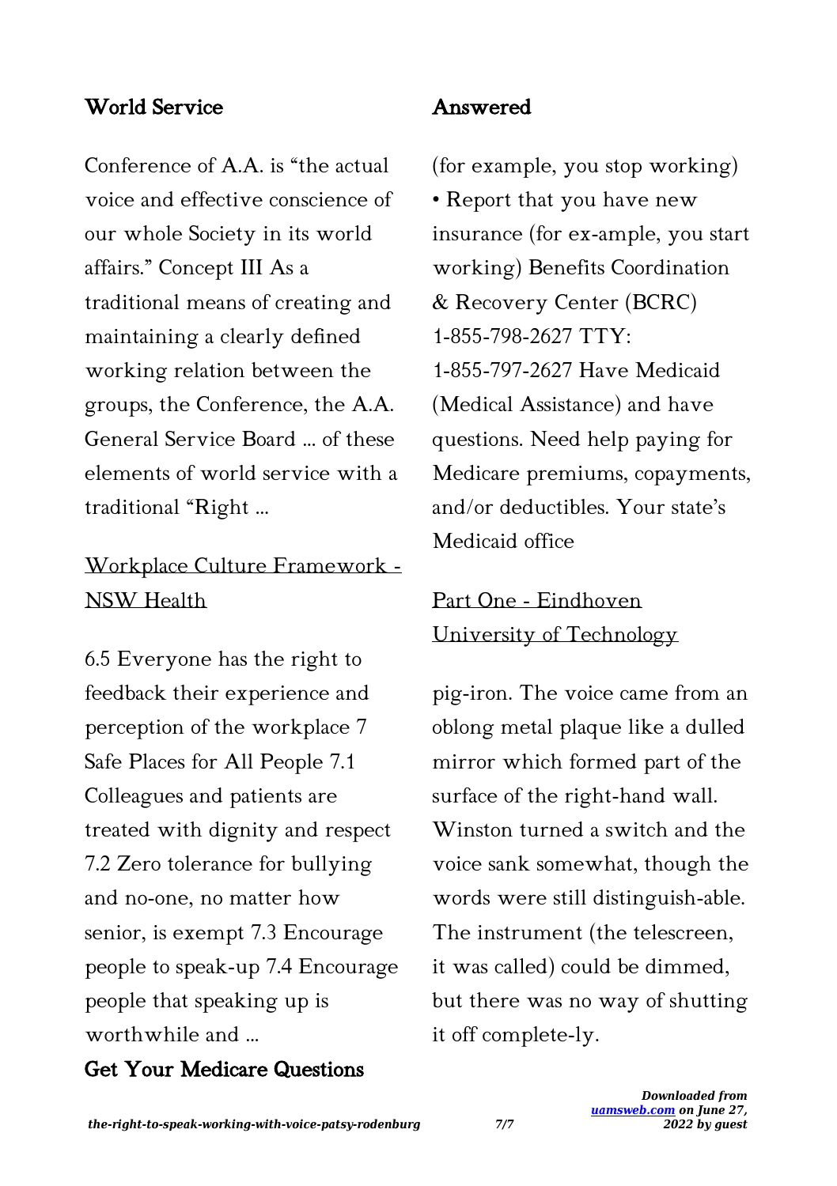#### World Service

Conference of A.A. is "the actual voice and effective conscience of our whole Society in its world affairs." Concept III As a traditional means of creating and maintaining a clearly defined working relation between the groups, the Conference, the A.A. General Service Board … of these elements of world service with a traditional "Right …

Workplace Culture Framework - NSW Health

6.5 Everyone has the right to feedback their experience and perception of the workplace 7 Safe Places for All People 7.1 Colleagues and patients are treated with dignity and respect 7.2 Zero tolerance for bullying and no-one, no matter how senior, is exempt 7.3 Encourage people to speak-up 7.4 Encourage people that speaking up is worthwhile and …

#### Get Your Medicare Questions Answered

(for example, you stop working) • Report that you have new insurance (for ex-ample, you start working) Benefits Coordination & Recovery Center (BCRC) 1-855-798-2627 TTY: 1-855-797-2627 Have Medicaid (Medical Assistance) and have questions. Need help paying for Medicare premiums, copayments, and/or deductibles. Your state's Medicaid office

Part One - Eindhoven University of Technology

pig-iron. The voice came from an oblong metal plaque like a dulled mirror which formed part of the surface of the right-hand wall. Winston turned a switch and the voice sank somewhat, though the words were still distinguish-able. The instrument (the telescreen, it was called) could be dimmed, but there was no way of shutting it off complete-ly.